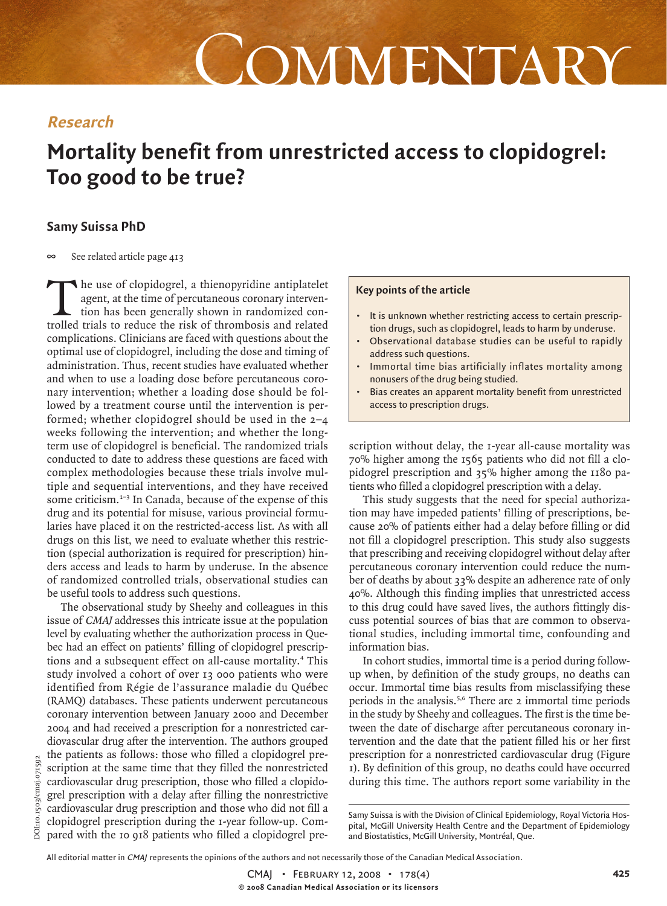# Commentary

## Research

# Mortality benefit from unrestricted access to clopidogrel: Too good to be true?

**Samy Suissa PhD**

∞ See related article page 413

The use of clopidogrel, a thienopyridine antiplatelet agent, at the time of percutaneous coronary intervention has been generally shown in randomized controlled trials to reduce the risk of thrombosis and related complications. Clinicians are faced with questions about the optimal use of clopidogrel, including the dose and timing of administration. Thus, recent studies have evaluated whether and when to use a loading dose before percutaneous coronary intervention; whether a loading dose should be followed by a treatment course until the intervention is performed; whether clopidogrel should be used in the 2–4 weeks following the intervention; and whether the long-term use of clopidogrel is beneficial. The randomized trials conducted to date to address these questions are faced with complex methodologies because these trials involve multiple and sequential interventions, and they have received some criticism.[1–3] In Canada, because of the expense of this drug and its potential for misuse, various provincial formularies have placed it on the restricted-access list. As with all drugs on this list, we need to evaluate whether this restriction (special authorization is required for prescription) hinders access and leads to harm by underuse. In the absence of randomized controlled trials, observational studies can be useful tools to address such questions.

The observational study by Sheehy and colleagues in this issue of *CMAJ* addresses this intricate issue at the population level by evaluating whether the authorization process in Quebec had an effect on patients' filling of clopidogrel prescriptions and a subsequent effect on all-cause mortality.[4] This study involved a cohort of over 13 000 patients who were identified from Régie de l'assurance maladie du Québec (RAMQ) databases. These patients underwent percutaneous coronary intervention between January 2000 and December 2004 and had received a prescription for a nonrestricted cardiovascular drug after the intervention. The authors grouped the patients as follows: those who filled a clopidogrel prescription at the same time that they filled the nonrestricted cardiovascular drug prescription, those who filled a clopidogrel prescription with a delay after filling the nonrestrictive cardiovascular drug prescription and those who did not fill a clopidogrel prescription during the 1-year follow-up. Compared with the 10 918 patients who filled a clopidogrel prescription without delay, the 1-year all-cause mortality was 70% higher among the 1565 patients who did not fill a clopidogrel prescription and 35% higher among the 1180 patients who filled a clopidogrel prescription with a delay.

> **Key points of the article**
>
> - It is unknown whether restricting access to certain prescription drugs, such as clopidogrel, leads to harm by underuse.
> - Observational database studies can be useful to rapidly address such questions.
> - Immortal time bias artificially inflates mortality among nonusers of the drug being studied.
> - Bias creates an apparent mortality benefit from unrestricted access to prescription drugs.

This study suggests that the need for special authorization may have impeded patients' filling of prescriptions, because 20% of patients either had a delay before filling or did not fill a clopidogrel prescription. This study also suggests that prescribing and receiving clopidogrel without delay after percutaneous coronary intervention could reduce the number of deaths by about 33% despite an adherence rate of only 40%. Although this finding implies that unrestricted access to this drug could have saved lives, the authors fittingly discuss potential sources of bias that are common to observational studies, including immortal time, confounding and information bias.

In cohort studies, immortal time is a period during follow-up when, by definition of the study groups, no deaths can occur. Immortal time bias results from misclassifying these periods in the analysis.[5,6] There are 2 immortal time periods in the study by Sheehy and colleagues. The first is the time between the date of discharge after percutaneous coronary intervention and the date that the patient filled his or her first prescription for a nonrestricted cardiovascular drug (Figure 1). By definition of this group, no deaths could have occurred during this time. The authors report some variability in the

Samy Suissa is with the Division of Clinical Epidemiology, Royal Victoria Hospital, McGill University Health Centre and the Department of Epidemiology and Biostatistics, McGill University, Montréal, Que.

All editorial matter in *CMAJ* represents the opinions of the authors and not necessarily those of the Canadian Medical Association.

DOI:10.1503/cmaj.071592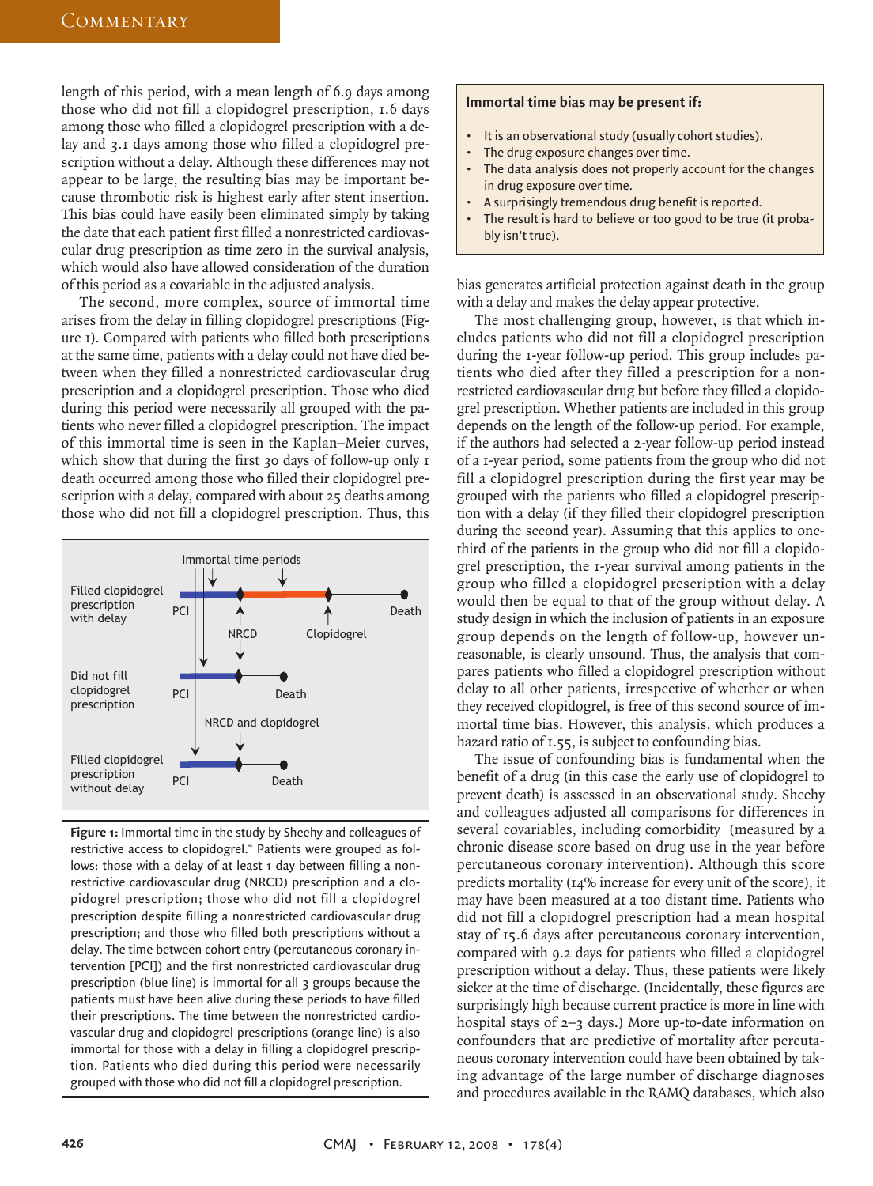length of this period, with a mean length of 6.9 days among those who did not fill a clopidogrel prescription, 1.6 days among those who filled a clopidogrel prescription with a delay and 3.1 days among those who filled a clopidogrel prescription without a delay. Although these differences may not appear to be large, the resulting bias may be important because thrombotic risk is highest early after stent insertion. This bias could have easily been eliminated simply by taking the date that each patient first filled a nonrestricted cardiovascular drug prescription as time zero in the survival analysis, which would also have allowed consideration of the duration of this period as a covariable in the adjusted analysis.

The second, more complex, source of immortal time arises from the delay in filling clopidogrel prescriptions (Figure 1). Compared with patients who filled both prescriptions at the same time, patients with a delay could not have died between when they filled a nonrestricted cardiovascular drug prescription and a clopidogrel prescription. Those who died during this period were necessarily all grouped with the patients who never filled a clopidogrel prescription. The impact of this immortal time is seen in the Kaplan–Meier curves, which show that during the first 30 days of follow-up only 1 death occurred among those who filled their clopidogrel prescription with a delay, compared with about 25 deaths among those who did not fill a clopidogrel prescription. Thus, this bias generates artificial protection against death in the group with a delay and makes the delay appear protective.

**Figure 1:** Immortal time in the study by Sheehy and colleagues of restrictive access to clopidogrel.[4] Patients were grouped as follows: those with a delay of at least 1 day between filling a nonrestrictive cardiovascular drug (NRCD) prescription and a clopidogrel prescription; those who did not fill a clopidogrel prescription despite filling a nonrestricted cardiovascular drug prescription; and those who filled both prescriptions without a delay. The time between cohort entry (percutaneous coronary intervention [PCI]) and the first nonrestricted cardiovascular drug prescription (blue line) is immortal for all 3 groups because the patients must have been alive during these periods to have filled their prescriptions. The time between the nonrestricted cardiovascular drug and clopidogrel prescriptions (orange line) is also immortal for those with a delay in filling a clopidogrel prescription. Patients who died during this period were necessarily grouped with those who did not fill a clopidogrel prescription.

> **Immortal time bias may be present if:**
>
> - It is an observational study (usually cohort studies).
> - The drug exposure changes over time.
> - The data analysis does not properly account for the changes in drug exposure over time.
> - A surprisingly tremendous drug benefit is reported.
> - The result is hard to believe or too good to be true (it probably isn't true).

The most challenging group, however, is that which includes patients who did not fill a clopidogrel prescription during the 1-year follow-up period. This group includes patients who died after they filled a prescription for a nonrestricted cardiovascular drug but before they filled a clopidogrel prescription. Whether patients are included in this group depends on the length of the follow-up period. For example, if the authors had selected a 2-year follow-up period instead of a 1-year period, some patients from the group who did not fill a clopidogrel prescription during the first year may be grouped with the patients who filled a clopidogrel prescription with a delay (if they filled their clopidogrel prescription during the second year). Assuming that this applies to one-third of the patients in the group who did not fill a clopidogrel prescription, the 1-year survival among patients in the group who filled a clopidogrel prescription with a delay would then be equal to that of the group without delay. A study design in which the inclusion of patients in an exposure group depends on the length of follow-up, however unreasonable, is clearly unsound. Thus, the analysis that compares patients who filled a clopidogrel prescription without delay to all other patients, irrespective of whether or when they received clopidogrel, is free of this second source of immortal time bias. However, this analysis, which produces a hazard ratio of 1.55, is subject to confounding bias.

The issue of confounding bias is fundamental when the benefit of a drug (in this case the early use of clopidogrel to prevent death) is assessed in an observational study. Sheehy and colleagues adjusted all comparisons for differences in several covariables, including comorbidity (measured by a chronic disease score based on drug use in the year before percutaneous coronary intervention). Although this score predicts mortality (14% increase for every unit of the score), it may have been measured at a too distant time. Patients who did not fill a clopidogrel prescription had a mean hospital stay of 15.6 days after percutaneous coronary intervention, compared with 9.2 days for patients who filled a clopidogrel prescription without a delay. Thus, these patients were likely sicker at the time of discharge. (Incidentally, these figures are surprisingly high because current practice is more in line with hospital stays of 2–3 days.) More up-to-date information on confounders that are predictive of mortality after percutaneous coronary intervention could have been obtained by taking advantage of the large number of discharge diagnoses and procedures available in the RAMQ databases, which also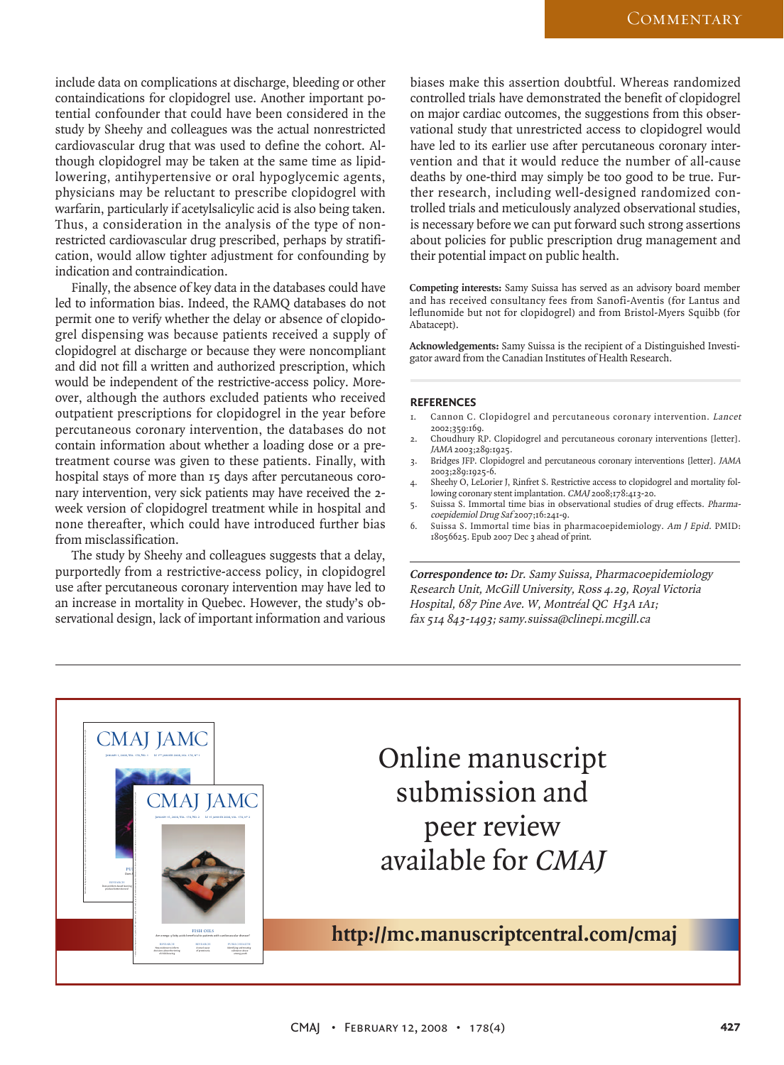include data on complications at discharge, bleeding or other containdications for clopidogrel use. Another important potential confounder that could have been considered in the study by Sheehy and colleagues was the actual nonrestricted cardiovascular drug that was used to define the cohort. Although clopidogrel may be taken at the same time as lipid-lowering, antihypertensive or oral hypoglycemic agents, physicians may be reluctant to prescribe clopidogrel with warfarin, particularly if acetylsalicylic acid is also being taken. Thus, a consideration in the analysis of the type of nonrestricted cardiovascular drug prescribed, perhaps by stratification, would allow tighter adjustment for confounding by indication and contraindication.

Finally, the absence of key data in the databases could have led to information bias. Indeed, the RAMQ databases do not permit one to verify whether the delay or absence of clopidogrel dispensing was because patients received a supply of clopidogrel at discharge or because they were noncompliant and did not fill a written and authorized prescription, which would be independent of the restrictive-access policy. Moreover, although the authors excluded patients who received outpatient prescriptions for clopidogrel in the year before percutaneous coronary intervention, the databases do not contain information about whether a loading dose or a pretreatment course was given to these patients. Finally, with hospital stays of more than 15 days after percutaneous coronary intervention, very sick patients may have received the 2-week version of clopidogrel treatment while in hospital and none thereafter, which could have introduced further bias from misclassification.

The study by Sheehy and colleagues suggests that a delay, purportedly from a restrictive-access policy, in clopidogrel use after percutaneous coronary intervention may have led to an increase in mortality in Quebec. However, the study's observational design, lack of important information and various biases make this assertion doubtful. Whereas randomized controlled trials have demonstrated the benefit of clopidogrel on major cardiac outcomes, the suggestions from this observational study that unrestricted access to clopidogrel would have led to its earlier use after percutaneous coronary intervention and that it would reduce the number of all-cause deaths by one-third may simply be too good to be true. Further research, including well-designed randomized controlled trials and meticulously analyzed observational studies, is necessary before we can put forward such strong assertions about policies for public prescription drug management and their potential impact on public health.

**Competing interests:** Samy Suissa has served as an advisory board member and has received consultancy fees from Sanofi-Aventis (for Lantus and leflunomide but not for clopidogrel) and from Bristol-Myers Squibb (for Abatacept).

**Acknowledgements:** Samy Suissa is the recipient of a Distinguished Investigator award from the Canadian Institutes of Health Research.

## REFERENCES

1. Cannon C. Clopidogrel and percutaneous coronary intervention. *Lancet* 2002;359:169.
2. Choudhury RP. Clopidogrel and percutaneous coronary interventions [letter]. *JAMA* 2003;289:1925.
3. Bridges JFP. Clopidogrel and percutaneous coronary interventions [letter]. *JAMA* 2003;289:1925-6.
4. Sheehy O, LeLorier J, Rinfret S. Restrictive access to clopidogrel and mortality following coronary stent implantation. *CMAJ* 2008;178:413-20.
5. Suissa S. Immortal time bias in observational studies of drug effects. *Pharmacoepidemiol Drug Saf* 2007;16:241-9.
6. Suissa S. Immortal time bias in pharmacoepidemiology. *Am J Epid.* PMID: 18056625. Epub 2007 Dec 3 ahead of print.

***Correspondence to:*** *Dr. Samy Suissa, Pharmacoepidemiology Research Unit, McGill University, Ross 4.29, Royal Victoria Hospital, 687 Pine Ave. W, Montréal QC H3A 1A1; fax 514 843-1493; samy.suissa@clinepi.mcgill.ca*

Online manuscript submission and peer review available for *CMAJ*

**http://mc.manuscriptcentral.com/cmaj**